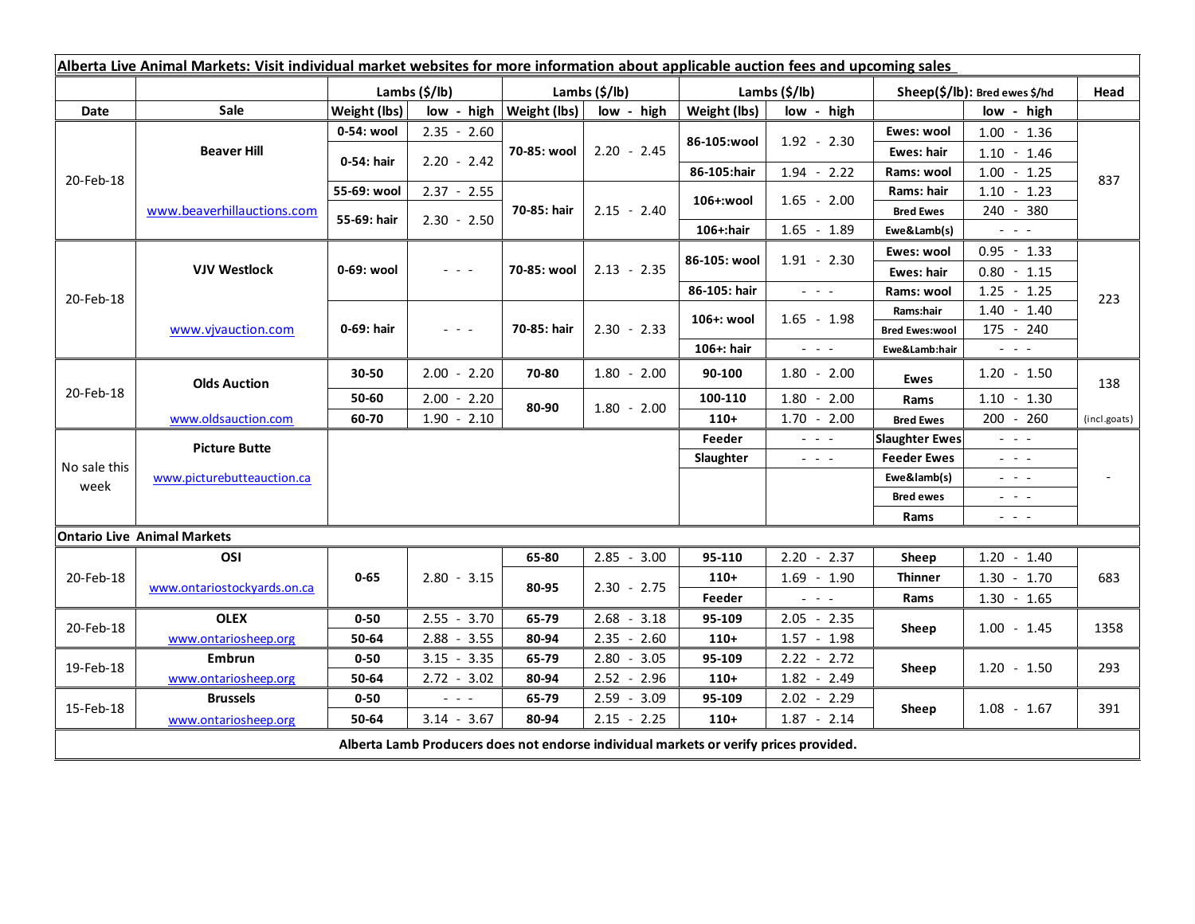**Alberta Live Animal Markets: Visit individual market websites for more information about applicable auction fees and upcoming sales**

| Date | Sale | Lambs ($/lb) Weight (lbs) | Lambs ($/lb) low - high | Lambs ($/lb) Weight (lbs) | Lambs ($/lb) low - high | Lambs ($/lb) Weight (lbs) | Lambs ($/lb) low - high | Sheep($/lb): Bred ewes $/hd | low - high | Head |
|---|---|---|---|---|---|---|---|---|---|---|
| 20-Feb-18 | Beaver Hill | 0-54: wool | 2.35 - 2.60 | 70-85: wool | 2.20 - 2.45 | 86-105:wool | 1.92 - 2.30 | Ewes: wool | 1.00 - 1.36 | 837 |
| | | 0-54: hair | 2.20 - 2.42 | | | | | Ewes: hair | 1.10 - 1.46 | |
| | | | | | | 86-105:hair | 1.94 - 2.22 | Rams: wool | 1.00 - 1.25 | |
| | www.beaverhillauctions.com | 55-69: wool | 2.37 - 2.55 | 70-85: hair | 2.15 - 2.40 | 106+:wool | 1.65 - 2.00 | Rams: hair | 1.10 - 1.23 | |
| | | 55-69: hair | 2.30 - 2.50 | | | | | Bred Ewes | 240 - 380 | |
| | | | | | | 106+:hair | 1.65 - 1.89 | Ewe&Lamb(s) | - - - | |
| 20-Feb-18 | VJV Westlock | 0-69: wool | - - - | 70-85: wool | 2.13 - 2.35 | 86-105: wool | 1.91 - 2.30 | Ewes: wool | 0.95 - 1.33 | 223 |
| | | | | | | | | Ewes: hair | 0.80 - 1.15 | |
| | | | | | | 86-105: hair | - - - | Rams: wool | 1.25 - 1.25 | |
| | www.vjvauction.com | 0-69: hair | - - - | 70-85: hair | 2.30 - 2.33 | 106+: wool | 1.65 - 1.98 | Rams:hair | 1.40 - 1.40 | |
| | | | | | | | | Bred Ewes:wool | 175 - 240 | |
| | | | | | | 106+: hair | - - - | Ewe&Lamb:hair | - - - | |
| 20-Feb-18 | Olds Auction | 30-50 | 2.00 - 2.20 | 70-80 | 1.80 - 2.00 | 90-100 | 1.80 - 2.00 | Ewes | 1.20 - 1.50 | 138 |
| | | 50-60 | 2.00 - 2.20 | 80-90 | 1.80 - 2.00 | 100-110 | 1.80 - 2.00 | Rams | 1.10 - 1.30 | |
| | www.oldsauction.com | 60-70 | 1.90 - 2.10 | | | 110+ | 1.70 - 2.00 | Bred Ewes | 200 - 260 | (incl.goats) |
| No sale this week | Picture Butte | | | | | Feeder | - - - | Slaughter Ewes | - - - | - |
| | www.picturebutteauction.ca | | | | | Slaughter | - - - | Feeder Ewes | - - - | |
| | | | | | | | | Ewe&lamb(s) | - - - | |
| | | | | | | | | Bred ewes | - - - | |
| | | | | | | | | Rams | - - - | |
| **Ontario Live Animal Markets** | | | | | | | | | | |
| 20-Feb-18 | OSI | 0-65 | 2.80 - 3.15 | 65-80 | 2.85 - 3.00 | 95-110 | 2.20 - 2.37 | Sheep | 1.20 - 1.40 | 683 |
| | www.ontariostockyards.on.ca | | | 80-95 | 2.30 - 2.75 | 110+ | 1.69 - 1.90 | Thinner | 1.30 - 1.70 | |
| | | | | | | Feeder | - - - | Rams | 1.30 - 1.65 | |
| 20-Feb-18 | OLEX | 0-50 | 2.55 - 3.70 | 65-79 | 2.68 - 3.18 | 95-109 | 2.05 - 2.35 | Sheep | 1.00 - 1.45 | 1358 |
| | www.ontariosheep.org | 50-64 | 2.88 - 3.55 | 80-94 | 2.35 - 2.60 | 110+ | 1.57 - 1.98 | | | |
| 19-Feb-18 | Embrun | 0-50 | 3.15 - 3.35 | 65-79 | 2.80 - 3.05 | 95-109 | 2.22 - 2.72 | Sheep | 1.20 - 1.50 | 293 |
| | www.ontariosheep.org | 50-64 | 2.72 - 3.02 | 80-94 | 2.52 - 2.96 | 110+ | 1.82 - 2.49 | | | |
| 15-Feb-18 | Brussels | 0-50 | - - - | 65-79 | 2.59 - 3.09 | 95-109 | 2.02 - 2.29 | Sheep | 1.08 - 1.67 | 391 |
| | www.ontariosheep.org | 50-64 | 3.14 - 3.67 | 80-94 | 2.15 - 2.25 | 110+ | 1.87 - 2.14 | | | |

**Alberta Lamb Producers does not endorse individual markets or verify prices provided.**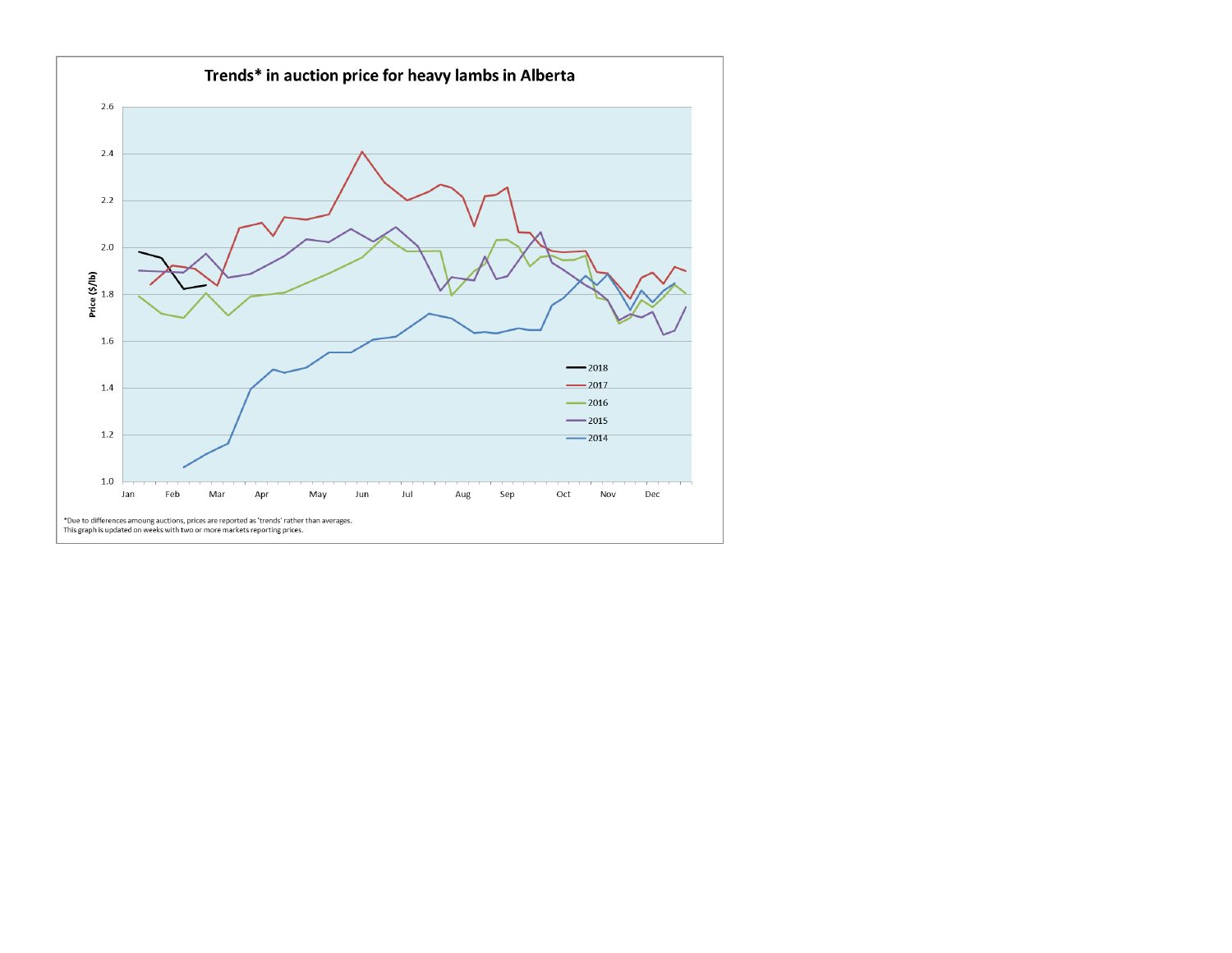## Trends* in auction price for heavy lambs in Alberta

Price ($/lb)

2.6
2.4
2.2
2.0
1.8
1.6
1.4
1.2
1.0

Jan Feb Mar Apr May Jun Jul Aug Sep Oct Nov Dec

2018
2017
2016
2015
2014

*Due to differences amoung auctions, prices are reported as 'trends' rather than averages.
This graph is updated on weeks with two or more markets reporting prices.